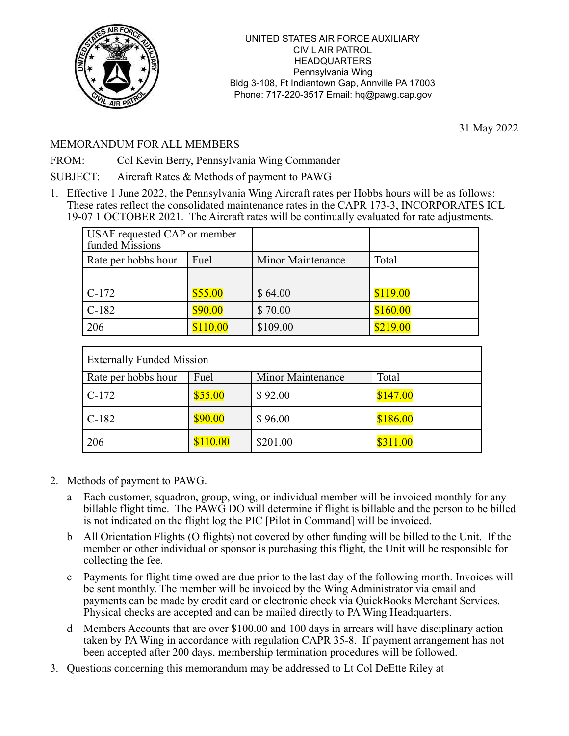UNITED STATES AIR FORCE AUXILIARY
CIVIL AIR PATROL
HEADQUARTERS
Pennsylvania Wing
Bldg 3-108, Ft Indiantown Gap, Annville PA 17003
Phone: 717-220-3517 Email: hq@pawg.cap.gov

31 May 2022

MEMORANDUM FOR ALL MEMBERS

FROM: Col Kevin Berry, Pennsylvania Wing Commander

SUBJECT: Aircraft Rates & Methods of payment to PAWG

1. Effective 1 June 2022, the Pennsylvania Wing Aircraft rates per Hobbs hours will be as follows: These rates reflect the consolidated maintenance rates in the CAPR 173-3, INCORPORATES ICL 19-07 1 OCTOBER 2021. The Aircraft rates will be continually evaluated for rate adjustments.

| USAF requested CAP or member – funded Missions | | | |
|---|---|---|---|
| Rate per hobbs hour | Fuel | Minor Maintenance | Total |
| | | | |
| C-172 | $55.00 | $ 64.00 | $119.00 |
| C-182 | $90.00 | $ 70.00 | $160.00 |
| 206 | $110.00 | $109.00 | $219.00 |

| Externally Funded Mission | | | |
|---|---|---|---|
| Rate per hobbs hour | Fuel | Minor Maintenance | Total |
| C-172 | $55.00 | $ 92.00 | $147.00 |
| C-182 | $90.00 | $ 96.00 | $186.00 |
| 206 | $110.00 | $201.00 | $311.00 |

2. Methods of payment to PAWG.
   a. Each customer, squadron, group, wing, or individual member will be invoiced monthly for any billable flight time. The PAWG DO will determine if flight is billable and the person to be billed is not indicated on the flight log the PIC [Pilot in Command] will be invoiced.
   b. All Orientation Flights (O flights) not covered by other funding will be billed to the Unit. If the member or other individual or sponsor is purchasing this flight, the Unit will be responsible for collecting the fee.
   c. Payments for flight time owed are due prior to the last day of the following month. Invoices will be sent monthly. The member will be invoiced by the Wing Administrator via email and payments can be made by credit card or electronic check via QuickBooks Merchant Services. Physical checks are accepted and can be mailed directly to PA Wing Headquarters.
   d. Members Accounts that are over $100.00 and 100 days in arrears will have disciplinary action taken by PA Wing in accordance with regulation CAPR 35-8. If payment arrangement has not been accepted after 200 days, membership termination procedures will be followed.
3. Questions concerning this memorandum may be addressed to Lt Col DeEtte Riley at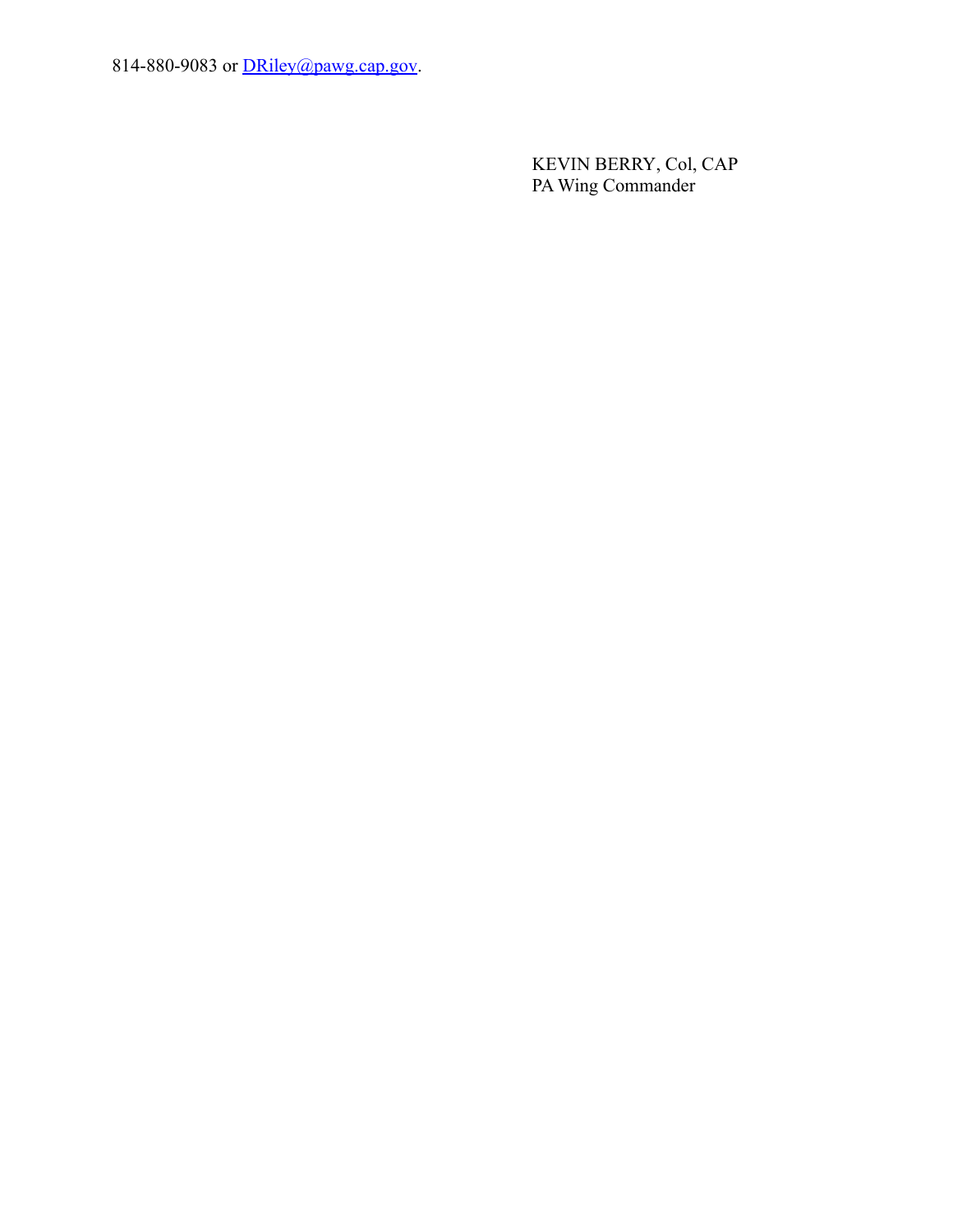814-880-9083 or [DRiley@pawg.cap.gov](mailto:DRiley@pawg.cap.gov).

KEVIN BERRY, Col, CAP
PA Wing Commander